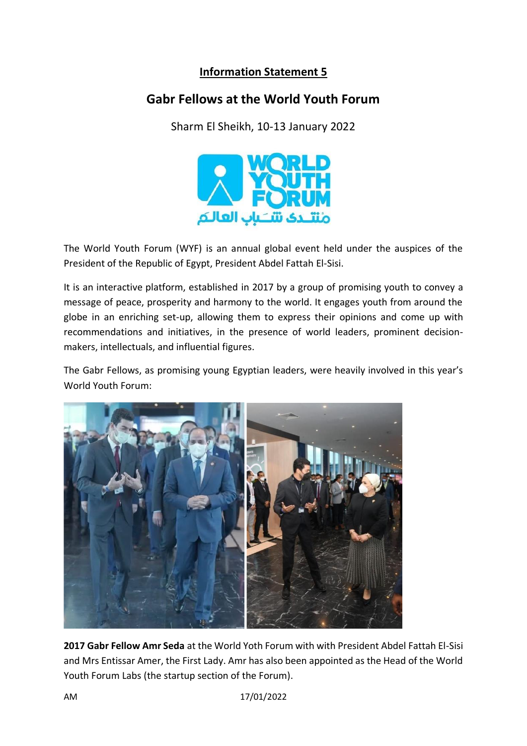## Information Statement 5

# Gabr Fellows at the World Youth Forum

Sharm El Sheikh, 10-13 January 2022

The World Youth Forum (WYF) is an annual global event held under the auspices of the President of the Republic of Egypt, President Abdel Fattah El-Sisi.

It is an interactive platform, established in 2017 by a group of promising youth to convey a message of peace, prosperity and harmony to the world. It engages youth from around the globe in an enriching set-up, allowing them to express their opinions and come up with recommendations and initiatives, in the presence of world leaders, prominent decision-makers, intellectuals, and influential figures.

The Gabr Fellows, as promising young Egyptian leaders, were heavily involved in this year's World Youth Forum:

**2017 Gabr Fellow Amr Seda** at the World Yoth Forum with with President Abdel Fattah El-Sisi and Mrs Entissar Amer, the First Lady. Amr has also been appointed as the Head of the World Youth Forum Labs (the startup section of the Forum).

AM 17/01/2022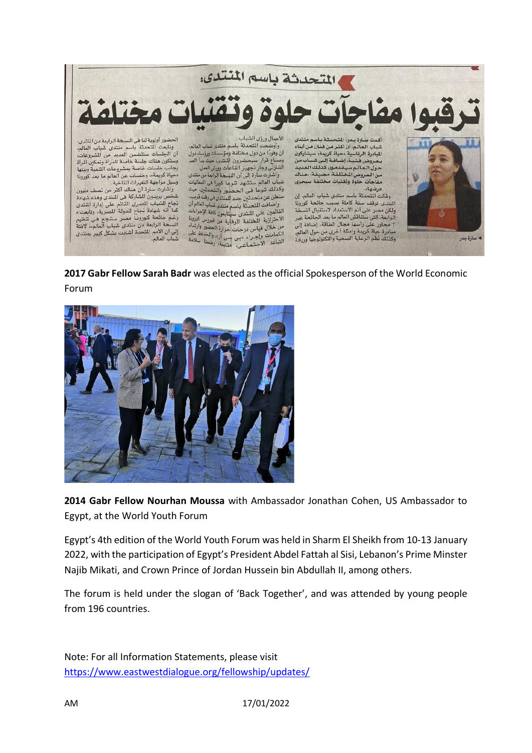**2017 Gabr Fellow Sarah Badr** was elected as the official Spokesperson of the World Economic Forum

**2014 Gabr Fellow Nourhan Moussa** with Ambassador Jonathan Cohen, US Ambassador to Egypt, at the World Youth Forum

Egypt's 4th edition of the World Youth Forum was held in Sharm El Sheikh from 10-13 January 2022, with the participation of Egypt's President Abdel Fattah al Sisi, Lebanon's Prime Minster Najib Mikati, and Crown Prince of Jordan Hussein bin Abdullah II, among others.

The forum is held under the slogan of 'Back Together', and was attended by young people from 196 countries.

Note: For all Information Statements, please visit [https://www.eastwestdialogue.org/fellowship/updates/](https://www.eastwestdialogue.org/fellowship/updates/)

AM 17/01/2022